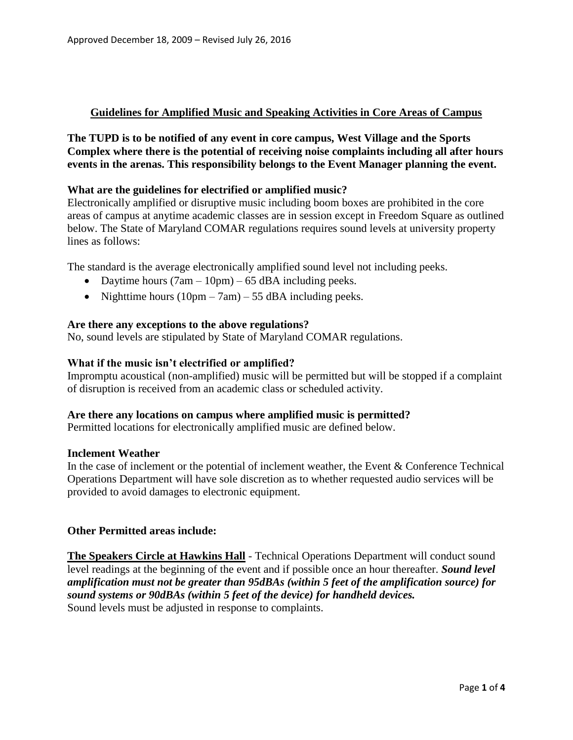Approved December 18, 2009 – Revised July 26, 2016

## Guidelines for Amplified Music and Speaking Activities in Core Areas of Campus

**The TUPD is to be notified of any event in core campus, West Village and the Sports Complex where there is the potential of receiving noise complaints including all after hours events in the arenas. This responsibility belongs to the Event Manager planning the event.**

### What are the guidelines for electrified or amplified music?

Electronically amplified or disruptive music including boom boxes are prohibited in the core areas of campus at anytime academic classes are in session except in Freedom Square as outlined below. The State of Maryland COMAR regulations requires sound levels at university property lines as follows:

The standard is the average electronically amplified sound level not including peeks.

- Daytime hours (7am – 10pm) – 65 dBA including peeks.
- Nighttime hours (10pm – 7am) – 55 dBA including peeks.

### Are there any exceptions to the above regulations?

No, sound levels are stipulated by State of Maryland COMAR regulations.

### What if the music isn't electrified or amplified?

Impromptu acoustical (non-amplified) music will be permitted but will be stopped if a complaint of disruption is received from an academic class or scheduled activity.

### Are there any locations on campus where amplified music is permitted?

Permitted locations for electronically amplified music are defined below.

### Inclement Weather

In the case of inclement or the potential of inclement weather, the Event & Conference Technical Operations Department will have sole discretion as to whether requested audio services will be provided to avoid damages to electronic equipment.

### Other Permitted areas include:

**The Speakers Circle at Hawkins Hall** - Technical Operations Department will conduct sound level readings at the beginning of the event and if possible once an hour thereafter. ***Sound level amplification must not be greater than 95dBAs (within 5 feet of the amplification source) for sound systems or 90dBAs (within 5 feet of the device) for handheld devices.***
Sound levels must be adjusted in response to complaints.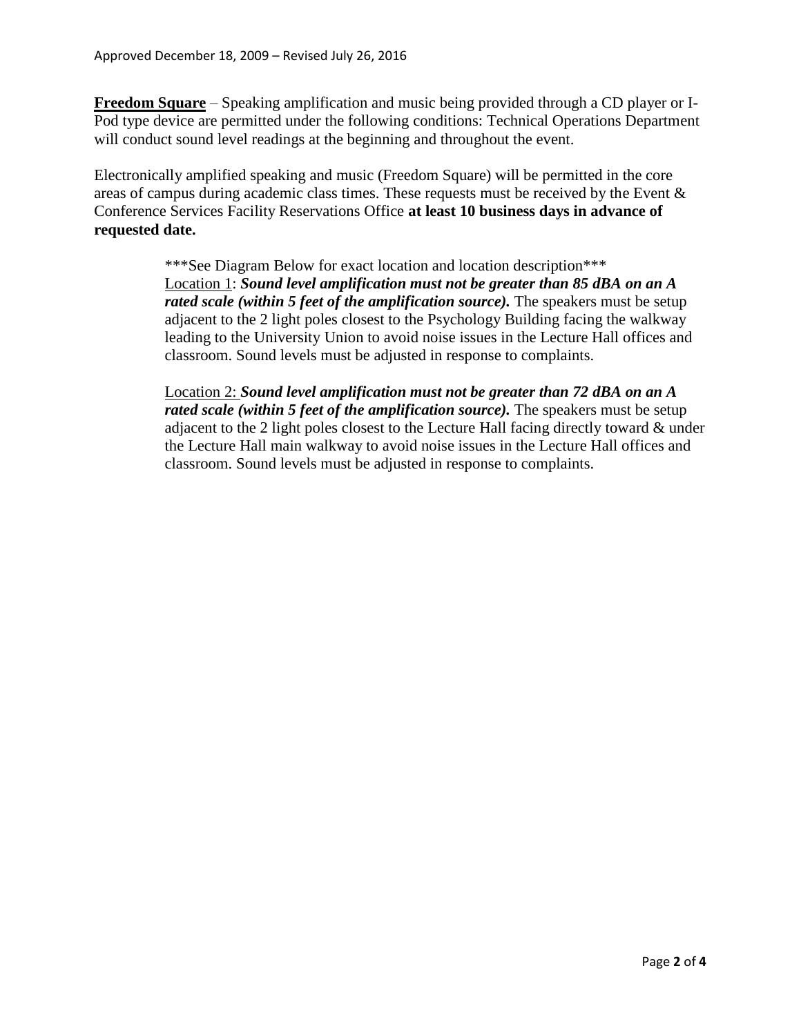**Freedom Square** – Speaking amplification and music being provided through a CD player or I-Pod type device are permitted under the following conditions: Technical Operations Department will conduct sound level readings at the beginning and throughout the event.

Electronically amplified speaking and music (Freedom Square) will be permitted in the core areas of campus during academic class times. These requests must be received by the Event & Conference Services Facility Reservations Office **at least 10 business days in advance of requested date.**

> ***See Diagram Below for exact location and location description***
>
> Location 1: ***Sound level amplification must not be greater than 85 dBA on an A rated scale (within 5 feet of the amplification source).*** The speakers must be setup adjacent to the 2 light poles closest to the Psychology Building facing the walkway leading to the University Union to avoid noise issues in the Lecture Hall offices and classroom. Sound levels must be adjusted in response to complaints.
>
> Location 2: ***Sound level amplification must not be greater than 72 dBA on an A rated scale (within 5 feet of the amplification source).*** The speakers must be setup adjacent to the 2 light poles closest to the Lecture Hall facing directly toward & under the Lecture Hall main walkway to avoid noise issues in the Lecture Hall offices and classroom. Sound levels must be adjusted in response to complaints.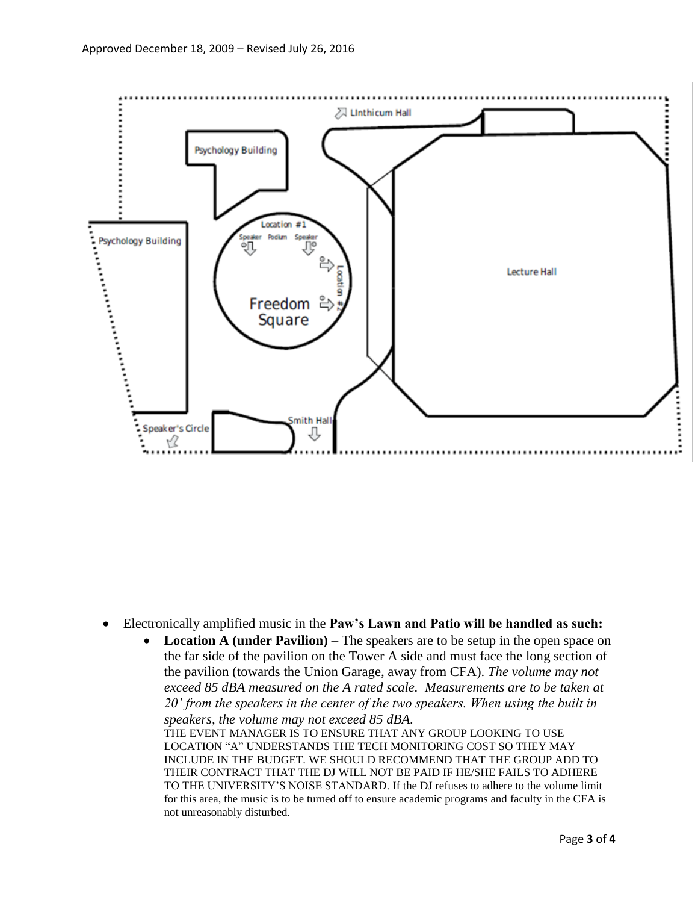Approved December 18, 2009 – Revised July 26, 2016

- Electronically amplified music in the **Paw's Lawn and Patio will be handled as such:**
  - **Location A (under Pavilion)** – The speakers are to be setup in the open space on the far side of the pavilion on the Tower A side and must face the long section of the pavilion (towards the Union Garage, away from CFA). *The volume may not exceed 85 dBA measured on the A rated scale. Measurements are to be taken at 20' from the speakers in the center of the two speakers. When using the built in speakers, the volume may not exceed 85 dBA.*

    THE EVENT MANAGER IS TO ENSURE THAT ANY GROUP LOOKING TO USE LOCATION "A" UNDERSTANDS THE TECH MONITORING COST SO THEY MAY INCLUDE IN THE BUDGET. WE SHOULD RECOMMEND THAT THE GROUP ADD TO THEIR CONTRACT THAT THE DJ WILL NOT BE PAID IF HE/SHE FAILS TO ADHERE TO THE UNIVERSITY'S NOISE STANDARD. If the DJ refuses to adhere to the volume limit for this area, the music is to be turned off to ensure academic programs and faculty in the CFA is not unreasonably disturbed.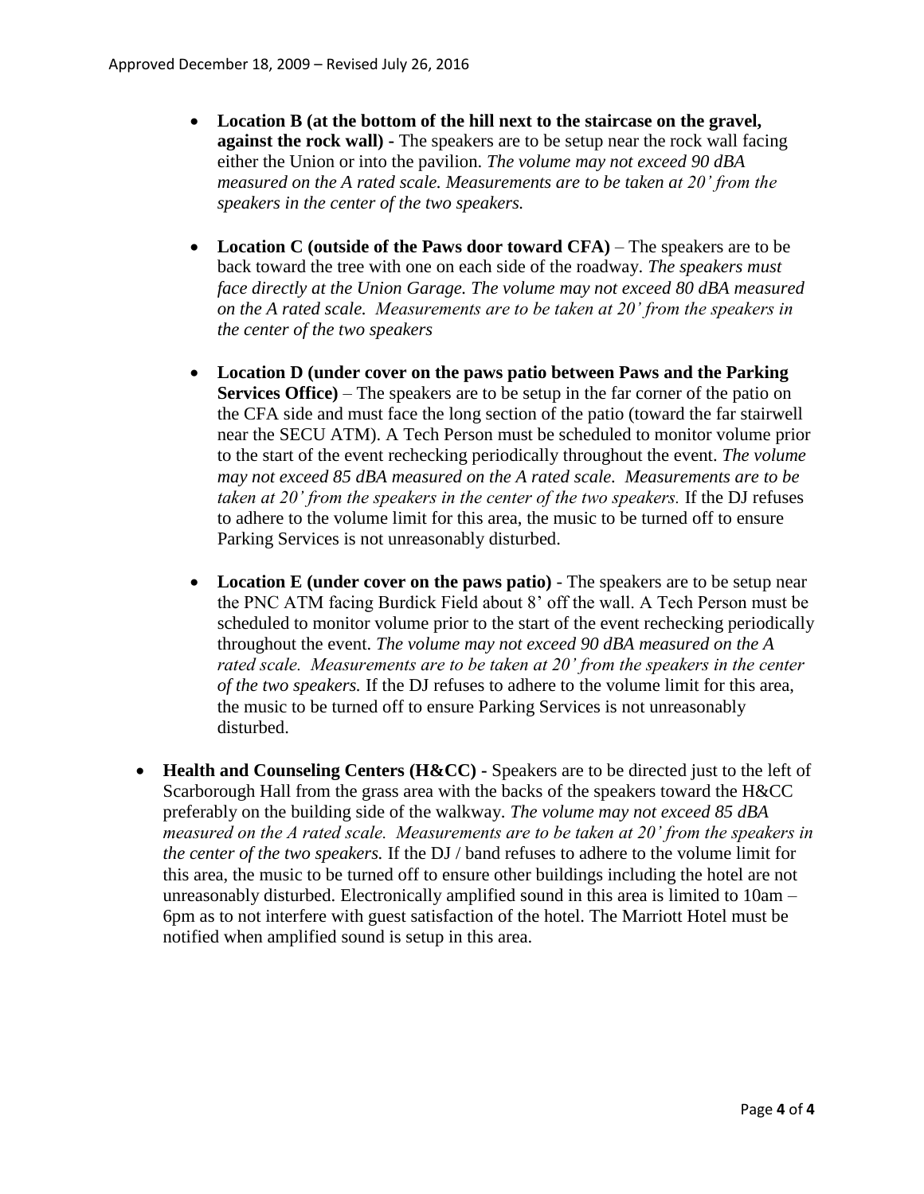- **Location B (at the bottom of the hill next to the staircase on the gravel, against the rock wall) -** The speakers are to be setup near the rock wall facing either the Union or into the pavilion. *The volume may not exceed 90 dBA measured on the A rated scale. Measurements are to be taken at 20' from the speakers in the center of the two speakers.*

- **Location C (outside of the Paws door toward CFA)** – The speakers are to be back toward the tree with one on each side of the roadway. *The speakers must face directly at the Union Garage. The volume may not exceed 80 dBA measured on the A rated scale. Measurements are to be taken at 20' from the speakers in the center of the two speakers*

- **Location D (under cover on the paws patio between Paws and the Parking Services Office)** – The speakers are to be setup in the far corner of the patio on the CFA side and must face the long section of the patio (toward the far stairwell near the SECU ATM). A Tech Person must be scheduled to monitor volume prior to the start of the event rechecking periodically throughout the event. *The volume may not exceed 85 dBA measured on the A rated scale. Measurements are to be taken at 20' from the speakers in the center of the two speakers.* If the DJ refuses to adhere to the volume limit for this area, the music to be turned off to ensure Parking Services is not unreasonably disturbed.

- **Location E (under cover on the paws patio)** - The speakers are to be setup near the PNC ATM facing Burdick Field about 8' off the wall. A Tech Person must be scheduled to monitor volume prior to the start of the event rechecking periodically throughout the event. *The volume may not exceed 90 dBA measured on the A rated scale. Measurements are to be taken at 20' from the speakers in the center of the two speakers.* If the DJ refuses to adhere to the volume limit for this area, the music to be turned off to ensure Parking Services is not unreasonably disturbed.

- **Health and Counseling Centers (H&CC) -** Speakers are to be directed just to the left of Scarborough Hall from the grass area with the backs of the speakers toward the H&CC preferably on the building side of the walkway. *The volume may not exceed 85 dBA measured on the A rated scale. Measurements are to be taken at 20' from the speakers in the center of the two speakers.* If the DJ / band refuses to adhere to the volume limit for this area, the music to be turned off to ensure other buildings including the hotel are not unreasonably disturbed. Electronically amplified sound in this area is limited to 10am – 6pm as to not interfere with guest satisfaction of the hotel. The Marriott Hotel must be notified when amplified sound is setup in this area.